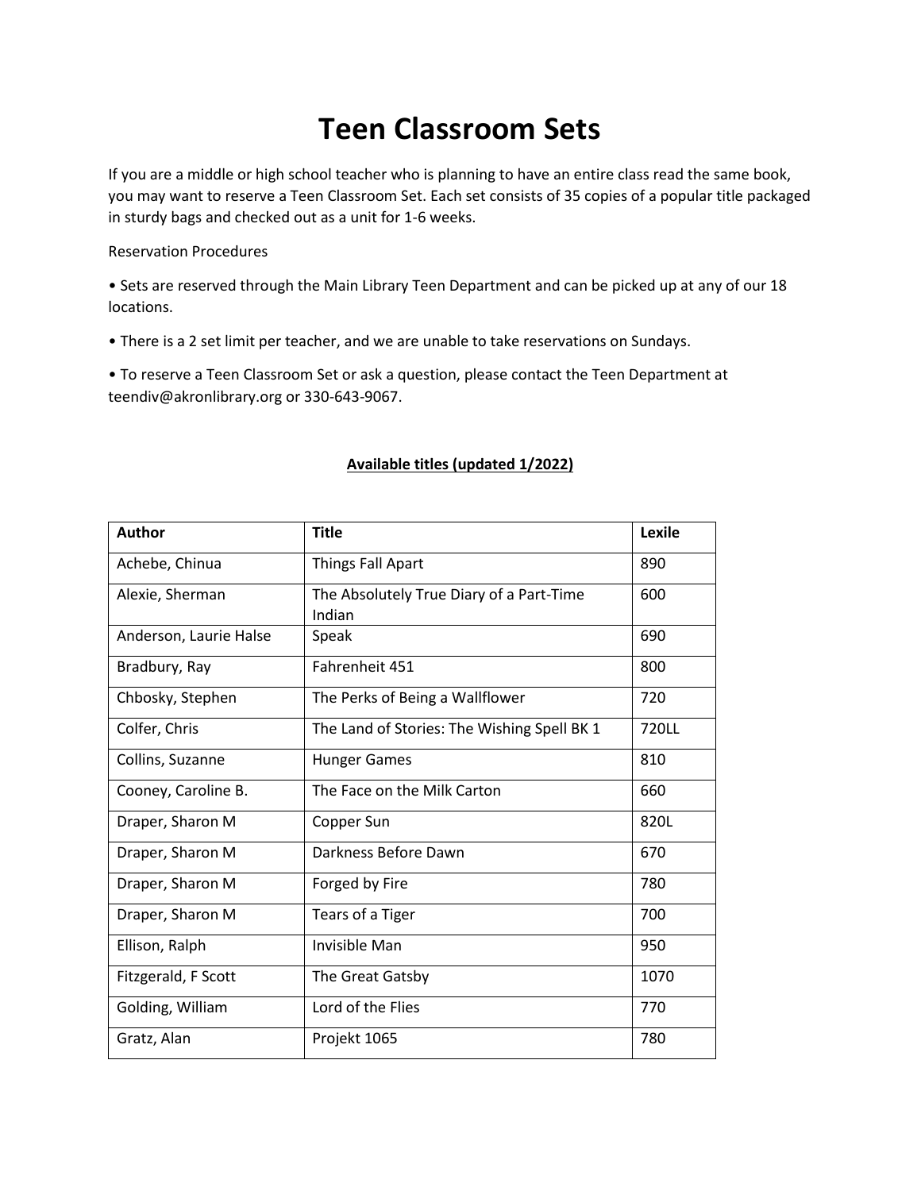# Teen Classroom Sets

If you are a middle or high school teacher who is planning to have an entire class read the same book, you may want to reserve a Teen Classroom Set. Each set consists of 35 copies of a popular title packaged in sturdy bags and checked out as a unit for 1-6 weeks.

Reservation Procedures

• Sets are reserved through the Main Library Teen Department and can be picked up at any of our 18 locations.

• There is a 2 set limit per teacher, and we are unable to take reservations on Sundays.

• To reserve a Teen Classroom Set or ask a question, please contact the Teen Department at teendiv@akronlibrary.org or 330-643-9067.

**Available titles (updated 1/2022)**

| Author | Title | Lexile |
|---|---|---|
| Achebe, Chinua | Things Fall Apart | 890 |
| Alexie, Sherman | The Absolutely True Diary of a Part-Time Indian | 600 |
| Anderson, Laurie Halse | Speak | 690 |
| Bradbury, Ray | Fahrenheit 451 | 800 |
| Chbosky, Stephen | The Perks of Being a Wallflower | 720 |
| Colfer, Chris | The Land of Stories: The Wishing Spell BK 1 | 720LL |
| Collins, Suzanne | Hunger Games | 810 |
| Cooney, Caroline B. | The Face on the Milk Carton | 660 |
| Draper, Sharon M | Copper Sun | 820L |
| Draper, Sharon M | Darkness Before Dawn | 670 |
| Draper, Sharon M | Forged by Fire | 780 |
| Draper, Sharon M | Tears of a Tiger | 700 |
| Ellison, Ralph | Invisible Man | 950 |
| Fitzgerald, F Scott | The Great Gatsby | 1070 |
| Golding, William | Lord of the Flies | 770 |
| Gratz, Alan | Projekt 1065 | 780 |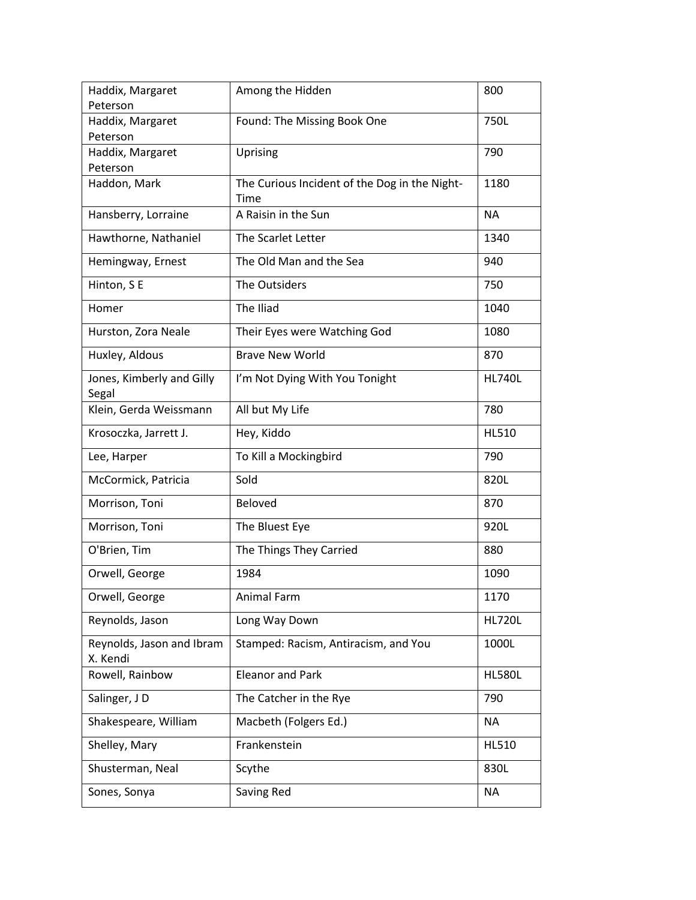| Haddix, Margaret Peterson | Among the Hidden | 800 |
|---|---|---|
| Haddix, Margaret Peterson | Found: The Missing Book One | 750L |
| Haddix, Margaret Peterson | Uprising | 790 |
| Haddon, Mark | The Curious Incident of the Dog in the Night-Time | 1180 |
| Hansberry, Lorraine | A Raisin in the Sun | NA |
| Hawthorne, Nathaniel | The Scarlet Letter | 1340 |
| Hemingway, Ernest | The Old Man and the Sea | 940 |
| Hinton, S E | The Outsiders | 750 |
| Homer | The Iliad | 1040 |
| Hurston, Zora Neale | Their Eyes were Watching God | 1080 |
| Huxley, Aldous | Brave New World | 870 |
| Jones, Kimberly and Gilly Segal | I'm Not Dying With You Tonight | HL740L |
| Klein, Gerda Weissmann | All but My Life | 780 |
| Krosoczka, Jarrett J. | Hey, Kiddo | HL510 |
| Lee, Harper | To Kill a Mockingbird | 790 |
| McCormick, Patricia | Sold | 820L |
| Morrison, Toni | Beloved | 870 |
| Morrison, Toni | The Bluest Eye | 920L |
| O'Brien, Tim | The Things They Carried | 880 |
| Orwell, George | 1984 | 1090 |
| Orwell, George | Animal Farm | 1170 |
| Reynolds, Jason | Long Way Down | HL720L |
| Reynolds, Jason and Ibram X. Kendi | Stamped: Racism, Antiracism, and You | 1000L |
| Rowell, Rainbow | Eleanor and Park | HL580L |
| Salinger, J D | The Catcher in the Rye | 790 |
| Shakespeare, William | Macbeth (Folgers Ed.) | NA |
| Shelley, Mary | Frankenstein | HL510 |
| Shusterman, Neal | Scythe | 830L |
| Sones, Sonya | Saving Red | NA |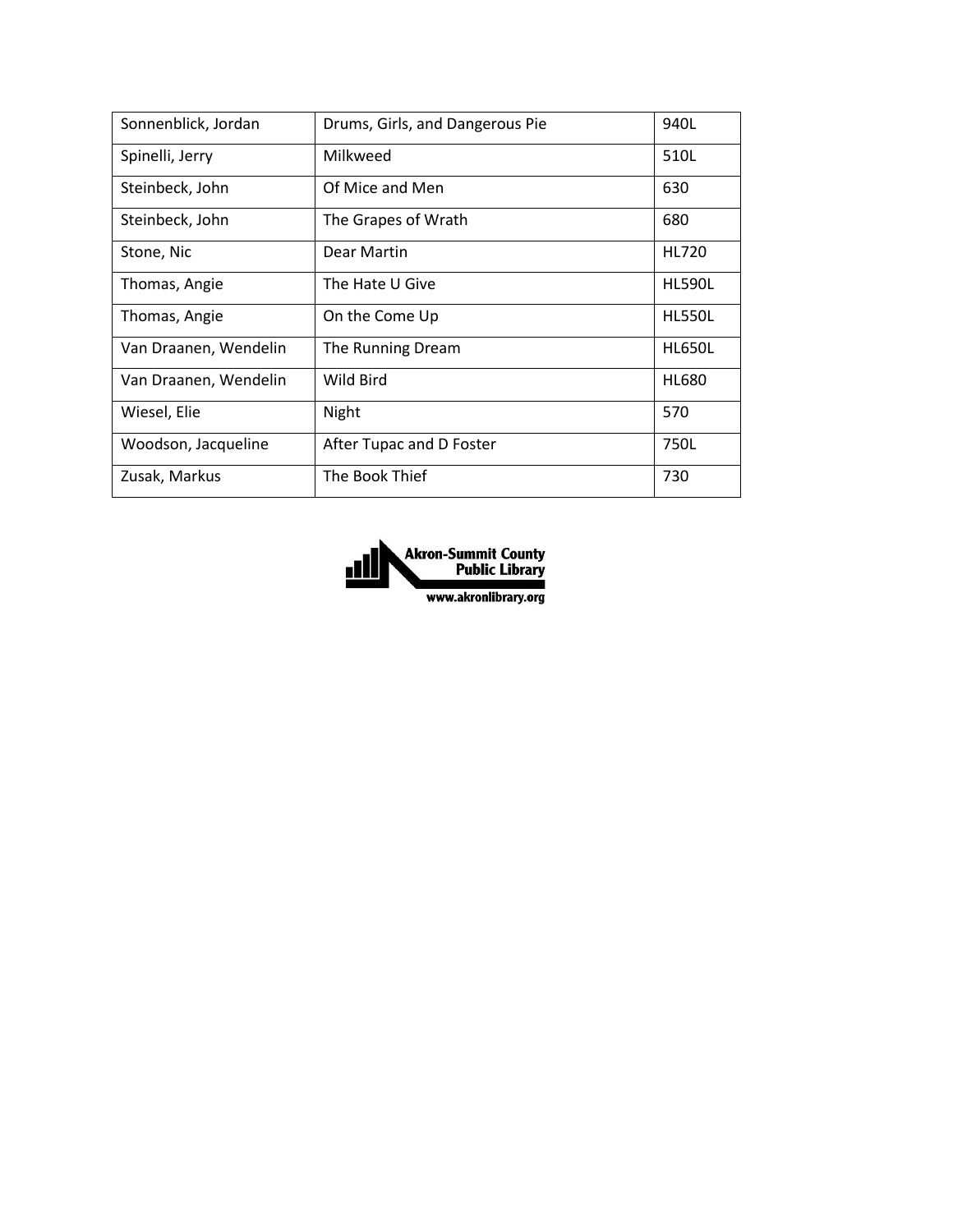| | | |
|---|---|---|
| Sonnenblick, Jordan | Drums, Girls, and Dangerous Pie | 940L |
| Spinelli, Jerry | Milkweed | 510L |
| Steinbeck, John | Of Mice and Men | 630 |
| Steinbeck, John | The Grapes of Wrath | 680 |
| Stone, Nic | Dear Martin | HL720 |
| Thomas, Angie | The Hate U Give | HL590L |
| Thomas, Angie | On the Come Up | HL550L |
| Van Draanen, Wendelin | The Running Dream | HL650L |
| Van Draanen, Wendelin | Wild Bird | HL680 |
| Wiesel, Elie | Night | 570 |
| Woodson, Jacqueline | After Tupac and D Foster | 750L |
| Zusak, Markus | The Book Thief | 730 |

Akron-Summit County Public Library
www.akronlibrary.org